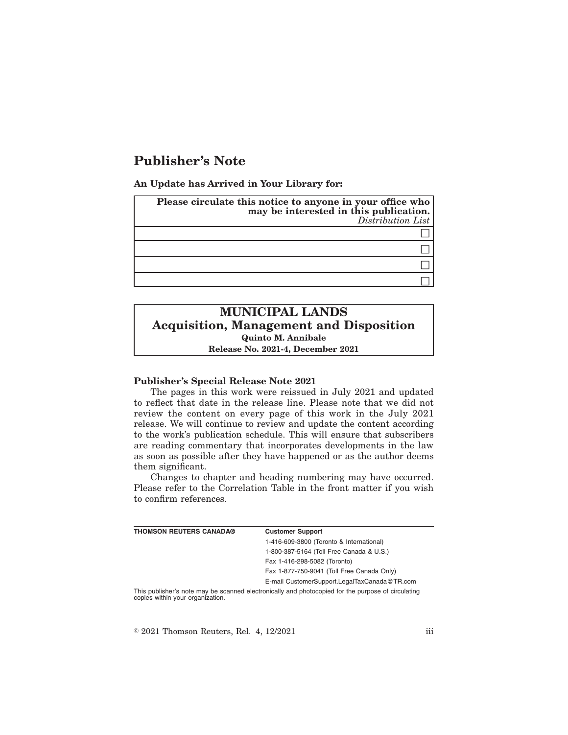# Publisher's Note

**An Update has Arrived in Your Library for:**

| **Please circulate this notice to anyone in your office who may be interested in this publication.** *Distribution List* |
|---|
| ☐ |
| ☐ |
| ☐ |
| ☐ |

## MUNICIPAL LANDS
## Acquisition, Management and Disposition

**Quinto M. Annibale**

**Release No. 2021-4, December 2021**

**Publisher's Special Release Note 2021**

The pages in this work were reissued in July 2021 and updated to reflect that date in the release line. Please note that we did not review the content on every page of this work in the July 2021 release. We will continue to review and update the content according to the work's publication schedule. This will ensure that subscribers are reading commentary that incorporates developments in the law as soon as possible after they have happened or as the author deems them significant.

Changes to chapter and heading numbering may have occurred. Please refer to the Correlation Table in the front matter if you wish to confirm references.

| **THOMSON REUTERS CANADA®** | **Customer Support** |
|---|---|
| | 1-416-609-3800 (Toronto & International) |
| | 1-800-387-5164 (Toll Free Canada & U.S.) |
| | Fax 1-416-298-5082 (Toronto) |
| | Fax 1-877-750-9041 (Toll Free Canada Only) |
| | E-mail CustomerSupport.LegalTaxCanada@TR.com |

This publisher's note may be scanned electronically and photocopied for the purpose of circulating copies within your organization.

© 2021 Thomson Reuters, Rel. 4, 12/2021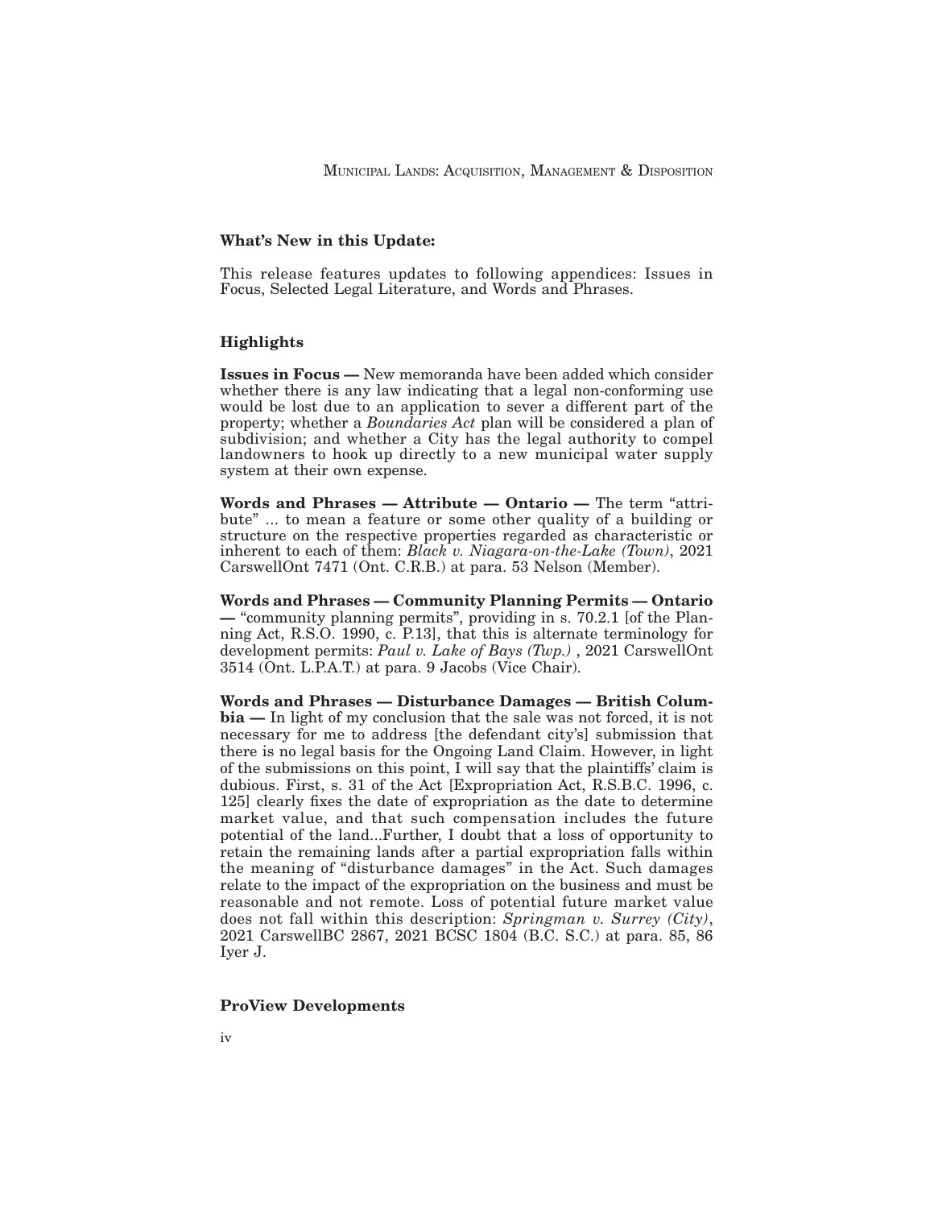**What's New in this Update:**

This release features updates to following appendices: Issues in Focus, Selected Legal Literature, and Words and Phrases.

**Highlights**

**Issues in Focus —** New memoranda have been added which consider whether there is any law indicating that a legal non-conforming use would be lost due to an application to sever a different part of the property; whether a *Boundaries Act* plan will be considered a plan of subdivision; and whether a City has the legal authority to compel landowners to hook up directly to a new municipal water supply system at their own expense.

**Words and Phrases — Attribute — Ontario —** The term "attribute" ... to mean a feature or some other quality of a building or structure on the respective properties regarded as characteristic or inherent to each of them: *Black v. Niagara-on-the-Lake (Town)*, 2021 CarswellOnt 7471 (Ont. C.R.B.) at para. 53 Nelson (Member).

**Words and Phrases — Community Planning Permits — Ontario —** "community planning permits", providing in s. 70.2.1 [of the Planning Act, R.S.O. 1990, c. P.13], that this is alternate terminology for development permits: *Paul v. Lake of Bays (Twp.)* , 2021 CarswellOnt 3514 (Ont. L.P.A.T.) at para. 9 Jacobs (Vice Chair).

**Words and Phrases — Disturbance Damages — British Columbia —** In light of my conclusion that the sale was not forced, it is not necessary for me to address [the defendant city's] submission that there is no legal basis for the Ongoing Land Claim. However, in light of the submissions on this point, I will say that the plaintiffs' claim is dubious. First, s. 31 of the Act [Expropriation Act, R.S.B.C. 1996, c. 125] clearly fixes the date of expropriation as the date to determine market value, and that such compensation includes the future potential of the land...Further, I doubt that a loss of opportunity to retain the remaining lands after a partial expropriation falls within the meaning of "disturbance damages" in the Act. Such damages relate to the impact of the expropriation on the business and must be reasonable and not remote. Loss of potential future market value does not fall within this description: *Springman v. Surrey (City)*, 2021 CarswellBC 2867, 2021 BCSC 1804 (B.C. S.C.) at para. 85, 86 Iyer J.

**ProView Developments**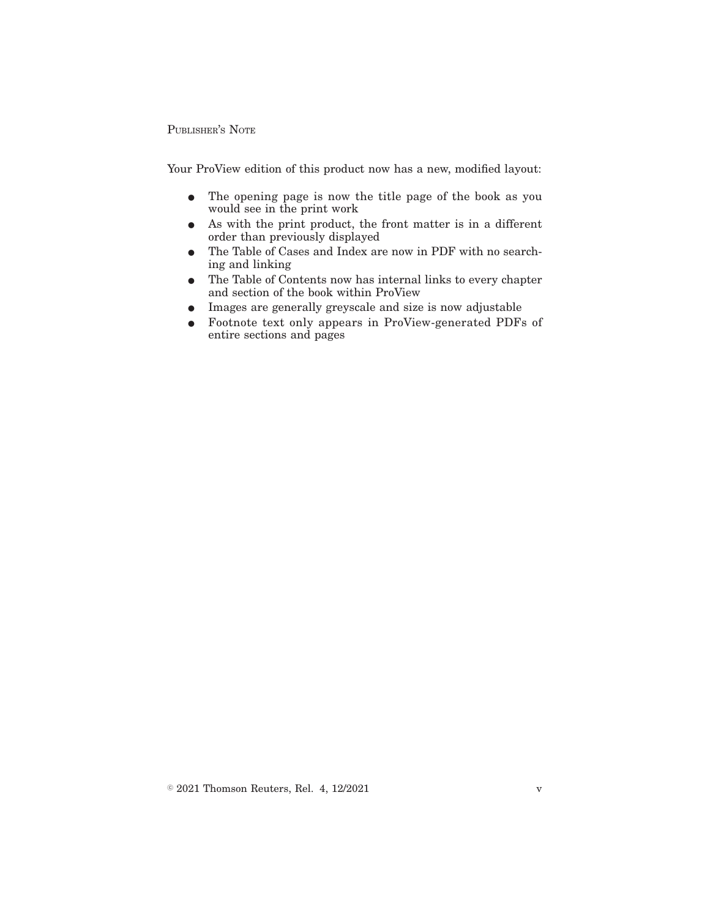## Publisher's Note

Your ProView edition of this product now has a new, modified layout:

- The opening page is now the title page of the book as you would see in the print work
- As with the print product, the front matter is in a different order than previously displayed
- The Table of Cases and Index are now in PDF with no searching and linking
- The Table of Contents now has internal links to every chapter and section of the book within ProView
- Images are generally greyscale and size is now adjustable
- Footnote text only appears in ProView-generated PDFs of entire sections and pages

© 2021 Thomson Reuters, Rel. 4, 12/2021